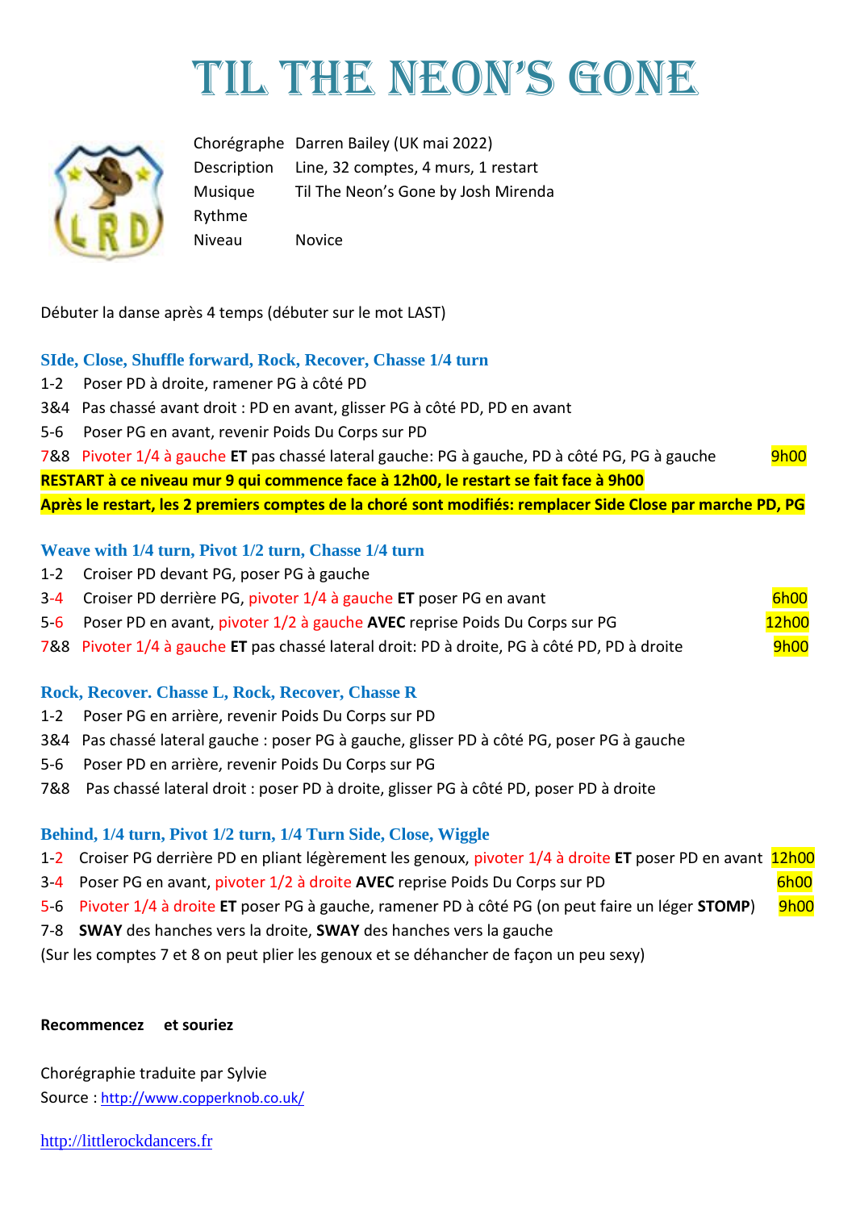# TIL THE NEON'S GONE

| | |
|---|---|
| Chorégraphe | Darren Bailey (UK mai 2022) |
| Description | Line, 32 comptes, 4 murs, 1 restart |
| Musique | Til The Neon's Gone by Josh Mirenda |
| Rythme | |
| Niveau | Novice |

Débuter la danse après 4 temps (débuter sur le mot LAST)

### SIde, Close, Shuffle forward, Rock, Recover, Chasse 1/4 turn

1-2 Poser PD à droite, ramener PG à côté PD
3&4 Pas chassé avant droit : PD en avant, glisser PG à côté PD, PD en avant
5-6 Poser PG en avant, revenir Poids Du Corps sur PD
7&8 Pivoter 1/4 à gauche **ET** pas chassé lateral gauche: PG à gauche, PD à côté PG, PG à gauche 9h00
**RESTART à ce niveau mur 9 qui commence face à 12h00, le restart se fait face à 9h00**
**Après le restart, les 2 premiers comptes de la choré sont modifiés: remplacer Side Close par marche PD, PG**

### Weave with 1/4 turn, Pivot 1/2 turn, Chasse 1/4 turn

1-2 Croiser PD devant PG, poser PG à gauche
3-4 Croiser PD derrière PG, pivoter 1/4 à gauche **ET** poser PG en avant 6h00
5-6 Poser PD en avant, pivoter 1/2 à gauche **AVEC** reprise Poids Du Corps sur PG 12h00
7&8 Pivoter 1/4 à gauche **ET** pas chassé lateral droit: PD à droite, PG à côté PD, PD à droite 9h00

### Rock, Recover. Chasse L, Rock, Recover, Chasse R

1-2 Poser PG en arrière, revenir Poids Du Corps sur PD
3&4 Pas chassé lateral gauche : poser PG à gauche, glisser PD à côté PG, poser PG à gauche
5-6 Poser PD en arrière, revenir Poids Du Corps sur PG
7&8 Pas chassé lateral droit : poser PD à droite, glisser PG à côté PD, poser PD à droite

### Behind, 1/4 turn, Pivot 1/2 turn, 1/4 Turn Side, Close, Wiggle

1-2 Croiser PG derrière PD en pliant légèrement les genoux, pivoter 1/4 à droite **ET** poser PD en avant 12h00
3-4 Poser PG en avant, pivoter 1/2 à droite **AVEC** reprise Poids Du Corps sur PD 6h00
5-6 Pivoter 1/4 à droite **ET** poser PG à gauche, ramener PD à côté PG (on peut faire un léger **STOMP**) 9h00
7-8 **SWAY** des hanches vers la droite, **SWAY** des hanches vers la gauche
(Sur les comptes 7 et 8 on peut plier les genoux et se déhancher de façon un peu sexy)

**Recommencez et souriez**

Chorégraphie traduite par Sylvie
Source : http://www.copperknob.co.uk/

http://littlerockdancers.fr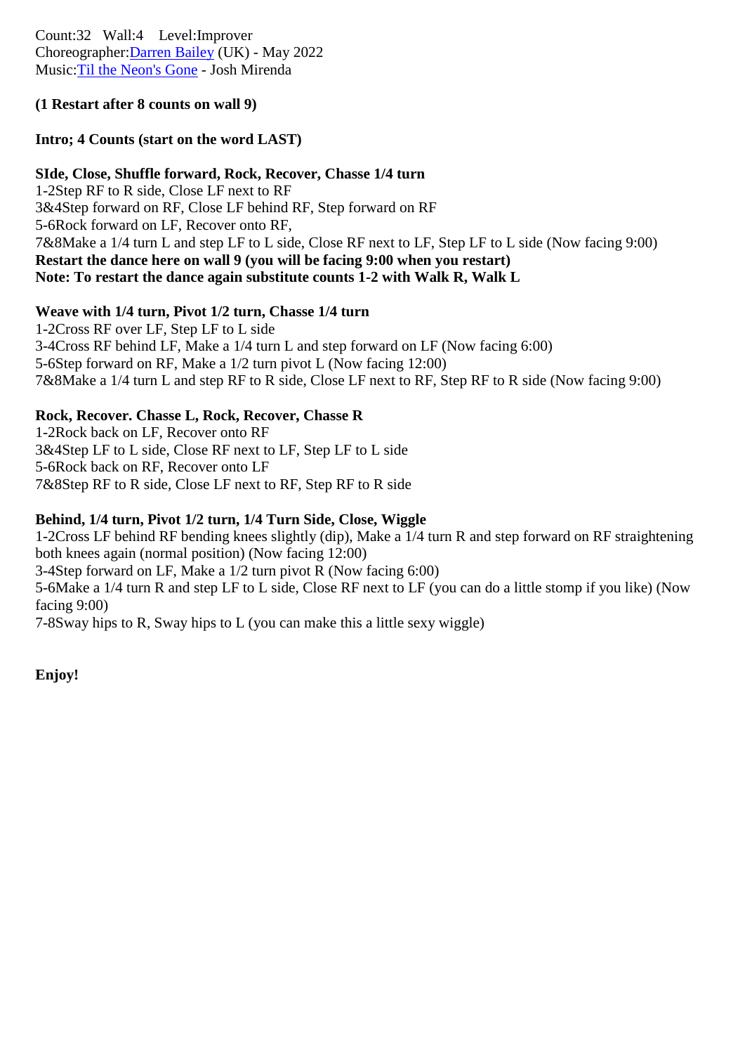Count:32 Wall:4 Level:Improver
Choreographer:Darren Bailey (UK) - May 2022
Music:Til the Neon's Gone - Josh Mirenda

**(1 Restart after 8 counts on wall 9)**

**Intro; 4 Counts (start on the word LAST)**

**SIde, Close, Shuffle forward, Rock, Recover, Chasse 1/4 turn**
1-2Step RF to R side, Close LF next to RF
3&4Step forward on RF, Close LF behind RF, Step forward on RF
5-6Rock forward on LF, Recover onto RF,
7&8Make a 1/4 turn L and step LF to L side, Close RF next to LF, Step LF to L side (Now facing 9:00)
**Restart the dance here on wall 9 (you will be facing 9:00 when you restart)**
**Note: To restart the dance again substitute counts 1-2 with Walk R, Walk L**

**Weave with 1/4 turn, Pivot 1/2 turn, Chasse 1/4 turn**
1-2Cross RF over LF, Step LF to L side
3-4Cross RF behind LF, Make a 1/4 turn L and step forward on LF (Now facing 6:00)
5-6Step forward on RF, Make a 1/2 turn pivot L (Now facing 12:00)
7&8Make a 1/4 turn L and step RF to R side, Close LF next to RF, Step RF to R side (Now facing 9:00)

**Rock, Recover. Chasse L, Rock, Recover, Chasse R**
1-2Rock back on LF, Recover onto RF
3&4Step LF to L side, Close RF next to LF, Step LF to L side
5-6Rock back on RF, Recover onto LF
7&8Step RF to R side, Close LF next to RF, Step RF to R side

**Behind, 1/4 turn, Pivot 1/2 turn, 1/4 Turn Side, Close, Wiggle**
1-2Cross LF behind RF bending knees slightly (dip), Make a 1/4 turn R and step forward on RF straightening both knees again (normal position) (Now facing 12:00)
3-4Step forward on LF, Make a 1/2 turn pivot R (Now facing 6:00)
5-6Make a 1/4 turn R and step LF to L side, Close RF next to LF (you can do a little stomp if you like) (Now facing 9:00)
7-8Sway hips to R, Sway hips to L (you can make this a little sexy wiggle)

**Enjoy!**